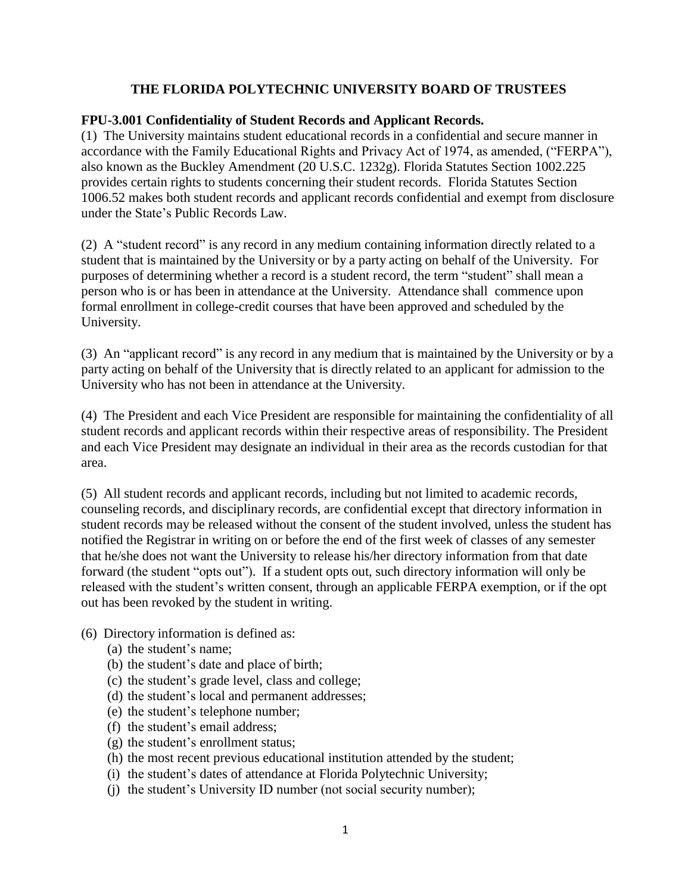# THE FLORIDA POLYTECHNIC UNIVERSITY BOARD OF TRUSTEES

**FPU-3.001 Confidentiality of Student Records and Applicant Records.**

(1) The University maintains student educational records in a confidential and secure manner in accordance with the Family Educational Rights and Privacy Act of 1974, as amended, ("FERPA"), also known as the Buckley Amendment (20 U.S.C. 1232g). Florida Statutes Section 1002.225 provides certain rights to students concerning their student records. Florida Statutes Section 1006.52 makes both student records and applicant records confidential and exempt from disclosure under the State's Public Records Law.

(2) A "student record" is any record in any medium containing information directly related to a student that is maintained by the University or by a party acting on behalf of the University. For purposes of determining whether a record is a student record, the term "student" shall mean a person who is or has been in attendance at the University. Attendance shall commence upon formal enrollment in college-credit courses that have been approved and scheduled by the University.

(3) An "applicant record" is any record in any medium that is maintained by the University or by a party acting on behalf of the University that is directly related to an applicant for admission to the University who has not been in attendance at the University.

(4) The President and each Vice President are responsible for maintaining the confidentiality of all student records and applicant records within their respective areas of responsibility. The President and each Vice President may designate an individual in their area as the records custodian for that area.

(5) All student records and applicant records, including but not limited to academic records, counseling records, and disciplinary records, are confidential except that directory information in student records may be released without the consent of the student involved, unless the student has notified the Registrar in writing on or before the end of the first week of classes of any semester that he/she does not want the University to release his/her directory information from that date forward (the student "opts out"). If a student opts out, such directory information will only be released with the student's written consent, through an applicable FERPA exemption, or if the opt out has been revoked by the student in writing.

(6) Directory information is defined as:

- (a) the student's name;
- (b) the student's date and place of birth;
- (c) the student's grade level, class and college;
- (d) the student's local and permanent addresses;
- (e) the student's telephone number;
- (f) the student's email address;
- (g) the student's enrollment status;
- (h) the most recent previous educational institution attended by the student;
- (i) the student's dates of attendance at Florida Polytechnic University;
- (j) the student's University ID number (not social security number);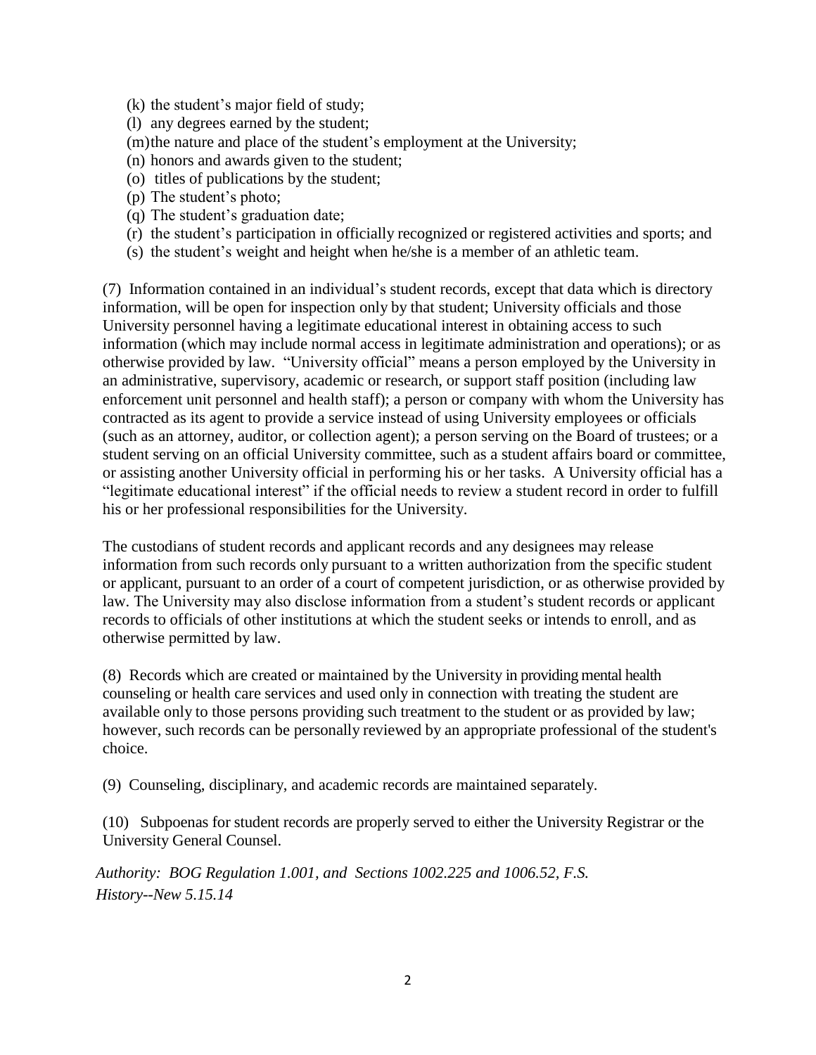(k) the student's major field of study;
(l) any degrees earned by the student;
(m) the nature and place of the student's employment at the University;
(n) honors and awards given to the student;
(o) titles of publications by the student;
(p) The student's photo;
(q) The student's graduation date;
(r) the student's participation in officially recognized or registered activities and sports; and
(s) the student's weight and height when he/she is a member of an athletic team.

(7) Information contained in an individual's student records, except that data which is directory information, will be open for inspection only by that student; University officials and those University personnel having a legitimate educational interest in obtaining access to such information (which may include normal access in legitimate administration and operations); or as otherwise provided by law. "University official" means a person employed by the University in an administrative, supervisory, academic or research, or support staff position (including law enforcement unit personnel and health staff); a person or company with whom the University has contracted as its agent to provide a service instead of using University employees or officials (such as an attorney, auditor, or collection agent); a person serving on the Board of trustees; or a student serving on an official University committee, such as a student affairs board or committee, or assisting another University official in performing his or her tasks. A University official has a "legitimate educational interest" if the official needs to review a student record in order to fulfill his or her professional responsibilities for the University.

The custodians of student records and applicant records and any designees may release information from such records only pursuant to a written authorization from the specific student or applicant, pursuant to an order of a court of competent jurisdiction, or as otherwise provided by law. The University may also disclose information from a student's student records or applicant records to officials of other institutions at which the student seeks or intends to enroll, and as otherwise permitted by law.

(8) Records which are created or maintained by the University in providing mental health counseling or health care services and used only in connection with treating the student are available only to those persons providing such treatment to the student or as provided by law; however, such records can be personally reviewed by an appropriate professional of the student's choice.

(9) Counseling, disciplinary, and academic records are maintained separately.

(10) Subpoenas for student records are properly served to either the University Registrar or the University General Counsel.

*Authority: BOG Regulation 1.001, and Sections 1002.225 and 1006.52, F.S.*
*History--New 5.15.14*